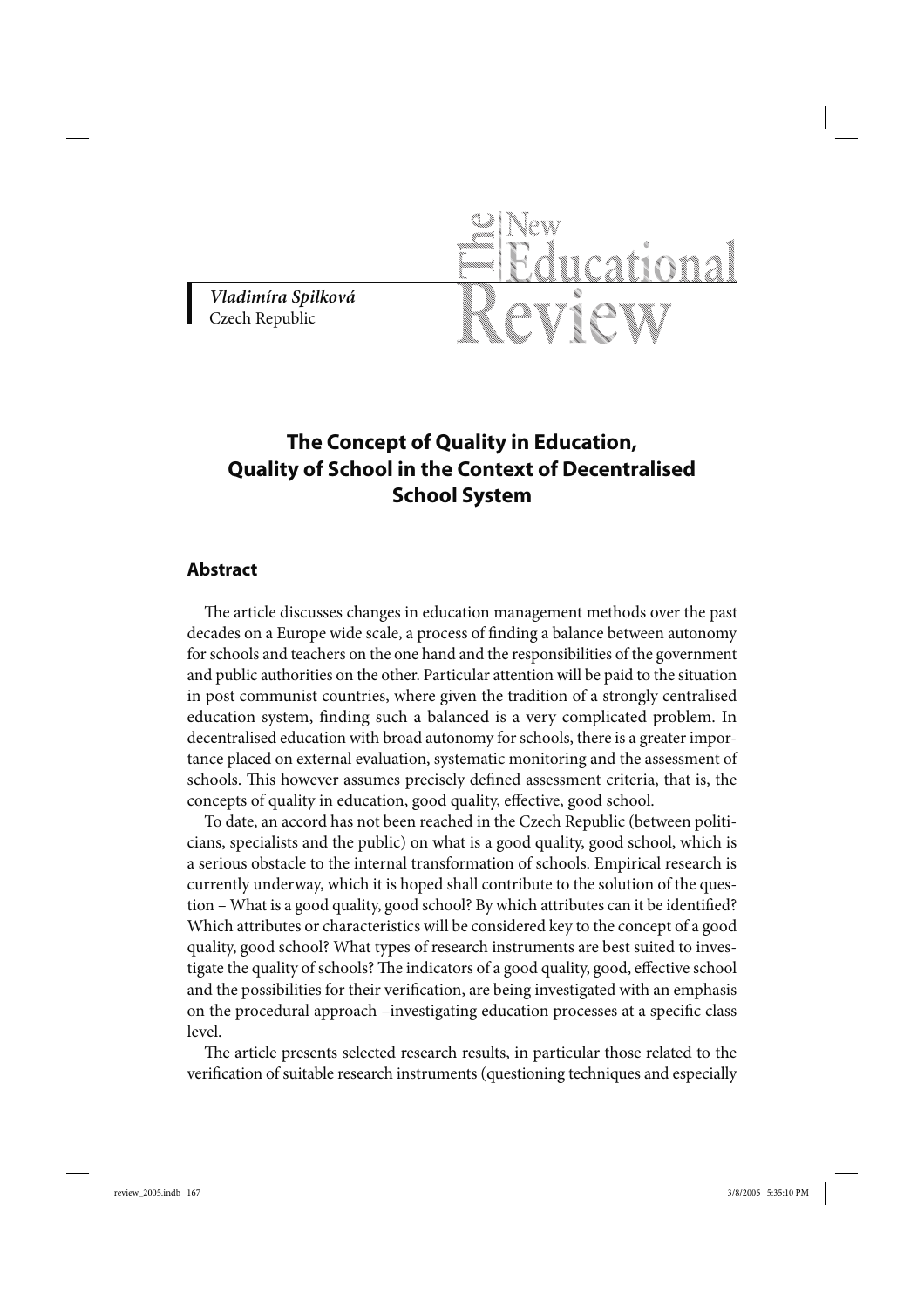*Vladimíra Spilková*
Czech Republic

# The Concept of Quality in Education, Quality of School in the Context of Decentralised School System

## Abstract

The article discusses changes in education management methods over the past decades on a Europe wide scale, a process of finding a balance between autonomy for schools and teachers on the one hand and the responsibilities of the government and public authorities on the other. Particular attention will be paid to the situation in post communist countries, where given the tradition of a strongly centralised education system, finding such a balanced is a very complicated problem. In decentralised education with broad autonomy for schools, there is a greater importance placed on external evaluation, systematic monitoring and the assessment of schools. This however assumes precisely defined assessment criteria, that is, the concepts of quality in education, good quality, effective, good school.

To date, an accord has not been reached in the Czech Republic (between politicians, specialists and the public) on what is a good quality, good school, which is a serious obstacle to the internal transformation of schools. Empirical research is currently underway, which it is hoped shall contribute to the solution of the question – What is a good quality, good school? By which attributes can it be identified? Which attributes or characteristics will be considered key to the concept of a good quality, good school? What types of research instruments are best suited to investigate the quality of schools? The indicators of a good quality, good, effective school and the possibilities for their verification, are being investigated with an emphasis on the procedural approach –investigating education processes at a specific class level.

The article presents selected research results, in particular those related to the verification of suitable research instruments (questioning techniques and especially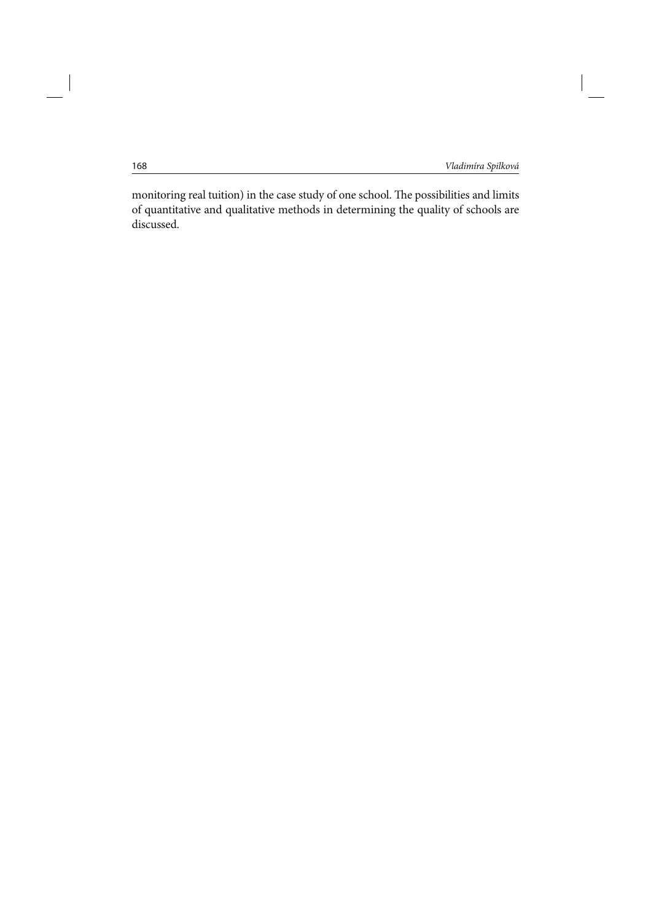monitoring real tuition) in the case study of one school. The possibilities and limits of quantitative and qualitative methods in determining the quality of schools are discussed.